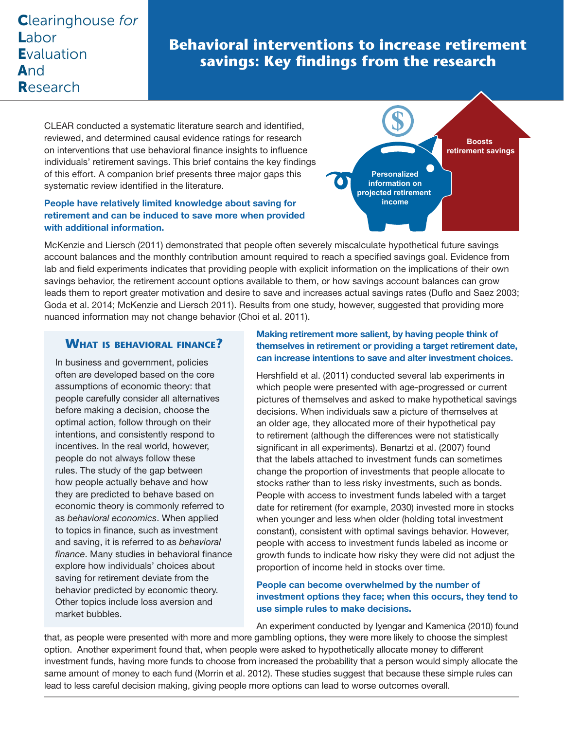Clearinghouse *for* Labor Evaluation And Research

# Behavioral interventions to increase retirement savings: Key findings from the research

CLEAR conducted a systematic literature search and identified, reviewed, and determined causal evidence ratings for research on interventions that use behavioral finance insights to influence individuals' retirement savings. This brief contains the key findings of this effort. A companion brief presents three major gaps this systematic review identified in the literature.

Personalized information on projected retirement income

Boosts retirement savings

**People have relatively limited knowledge about saving for retirement and can be induced to save more when provided with additional information.**

McKenzie and Liersch (2011) demonstrated that people often severely miscalculate hypothetical future savings account balances and the monthly contribution amount required to reach a specified savings goal. Evidence from lab and field experiments indicates that providing people with explicit information on the implications of their own savings behavior, the retirement account options available to them, or how savings account balances can grow leads them to report greater motivation and desire to save and increases actual savings rates (Duflo and Saez 2003; Goda et al. 2014; McKenzie and Liersch 2011). Results from one study, however, suggested that providing more nuanced information may not change behavior (Choi et al. 2011).

### What is behavioral finance?

In business and government, policies often are developed based on the core assumptions of economic theory: that people carefully consider all alternatives before making a decision, choose the optimal action, follow through on their intentions, and consistently respond to incentives. In the real world, however, people do not always follow these rules. The study of the gap between how people actually behave and how they are predicted to behave based on economic theory is commonly referred to as *behavioral economics*. When applied to topics in finance, such as investment and saving, it is referred to as *behavioral finance*. Many studies in behavioral finance explore how individuals' choices about saving for retirement deviate from the behavior predicted by economic theory. Other topics include loss aversion and market bubbles.

**Making retirement more salient, by having people think of themselves in retirement or providing a target retirement date, can increase intentions to save and alter investment choices.**

Hershfield et al. (2011) conducted several lab experiments in which people were presented with age-progressed or current pictures of themselves and asked to make hypothetical savings decisions. When individuals saw a picture of themselves at an older age, they allocated more of their hypothetical pay to retirement (although the differences were not statistically significant in all experiments). Benartzi et al. (2007) found that the labels attached to investment funds can sometimes change the proportion of investments that people allocate to stocks rather than to less risky investments, such as bonds. People with access to investment funds labeled with a target date for retirement (for example, 2030) invested more in stocks when younger and less when older (holding total investment constant), consistent with optimal savings behavior. However, people with access to investment funds labeled as income or growth funds to indicate how risky they were did not adjust the proportion of income held in stocks over time.

**People can become overwhelmed by the number of investment options they face; when this occurs, they tend to use simple rules to make decisions.**

An experiment conducted by Iyengar and Kamenica (2010) found that, as people were presented with more and more gambling options, they were more likely to choose the simplest option. Another experiment found that, when people were asked to hypothetically allocate money to different investment funds, having more funds to choose from increased the probability that a person would simply allocate the same amount of money to each fund (Morrin et al. 2012). These studies suggest that because these simple rules can lead to less careful decision making, giving people more options can lead to worse outcomes overall.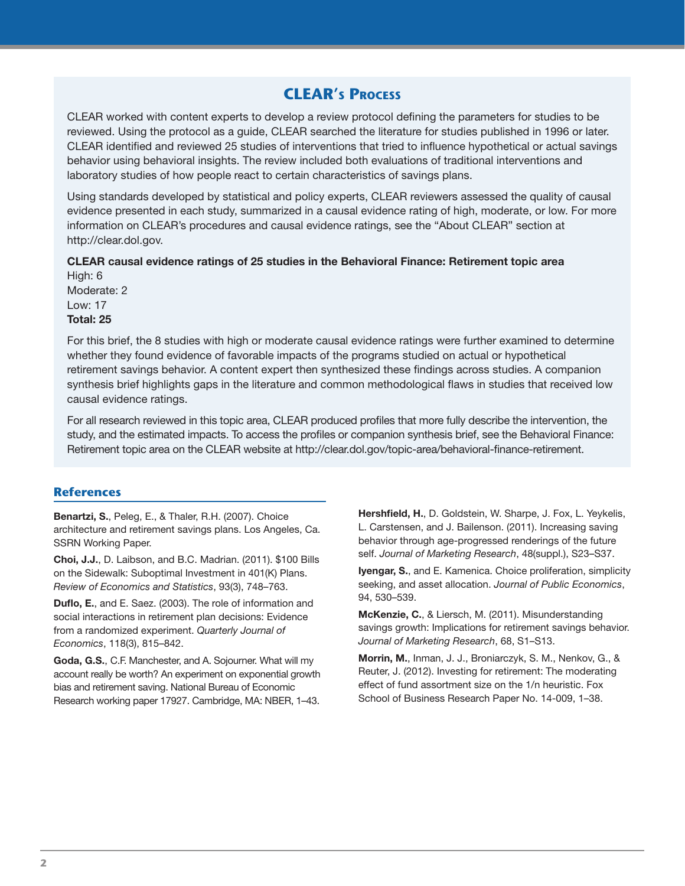## CLEAR's Process

CLEAR worked with content experts to develop a review protocol defining the parameters for studies to be reviewed. Using the protocol as a guide, CLEAR searched the literature for studies published in 1996 or later. CLEAR identified and reviewed 25 studies of interventions that tried to influence hypothetical or actual savings behavior using behavioral insights. The review included both evaluations of traditional interventions and laboratory studies of how people react to certain characteristics of savings plans.

Using standards developed by statistical and policy experts, CLEAR reviewers assessed the quality of causal evidence presented in each study, summarized in a causal evidence rating of high, moderate, or low. For more information on CLEAR's procedures and causal evidence ratings, see the "About CLEAR" section at http://clear.dol.gov.

**CLEAR causal evidence ratings of 25 studies in the Behavioral Finance: Retirement topic area**
High: 6
Moderate: 2
Low: 17
**Total: 25**

For this brief, the 8 studies with high or moderate causal evidence ratings were further examined to determine whether they found evidence of favorable impacts of the programs studied on actual or hypothetical retirement savings behavior. A content expert then synthesized these findings across studies. A companion synthesis brief highlights gaps in the literature and common methodological flaws in studies that received low causal evidence ratings.

For all research reviewed in this topic area, CLEAR produced profiles that more fully describe the intervention, the study, and the estimated impacts. To access the profiles or companion synthesis brief, see the Behavioral Finance: Retirement topic area on the CLEAR website at http://clear.dol.gov/topic-area/behavioral-finance-retirement.

## References

**Benartzi, S.**, Peleg, E., & Thaler, R.H. (2007). Choice architecture and retirement savings plans. Los Angeles, Ca. SSRN Working Paper.

**Choi, J.J.**, D. Laibson, and B.C. Madrian. (2011). $100 Bills on the Sidewalk: Suboptimal Investment in 401(K) Plans. *Review of Economics and Statistics*, 93(3), 748–763.

**Duflo, E.**, and E. Saez. (2003). The role of information and social interactions in retirement plan decisions: Evidence from a randomized experiment. *Quarterly Journal of Economics*, 118(3), 815–842.

**Goda, G.S.**, C.F. Manchester, and A. Sojourner. What will my account really be worth? An experiment on exponential growth bias and retirement saving. National Bureau of Economic Research working paper 17927. Cambridge, MA: NBER, 1–43.

**Hershfield, H.**, D. Goldstein, W. Sharpe, J. Fox, L. Yeykelis, L. Carstensen, and J. Bailenson. (2011). Increasing saving behavior through age-progressed renderings of the future self. *Journal of Marketing Research*, 48(suppl.), S23–S37.

**Iyengar, S.**, and E. Kamenica. Choice proliferation, simplicity seeking, and asset allocation. *Journal of Public Economics*, 94, 530–539.

**McKenzie, C.**, & Liersch, M. (2011). Misunderstanding savings growth: Implications for retirement savings behavior. *Journal of Marketing Research*, 68, S1–S13.

**Morrin, M.**, Inman, J. J., Broniarczyk, S. M., Nenkov, G., & Reuter, J. (2012). Investing for retirement: The moderating effect of fund assortment size on the 1/n heuristic. Fox School of Business Research Paper No. 14-009, 1–38.